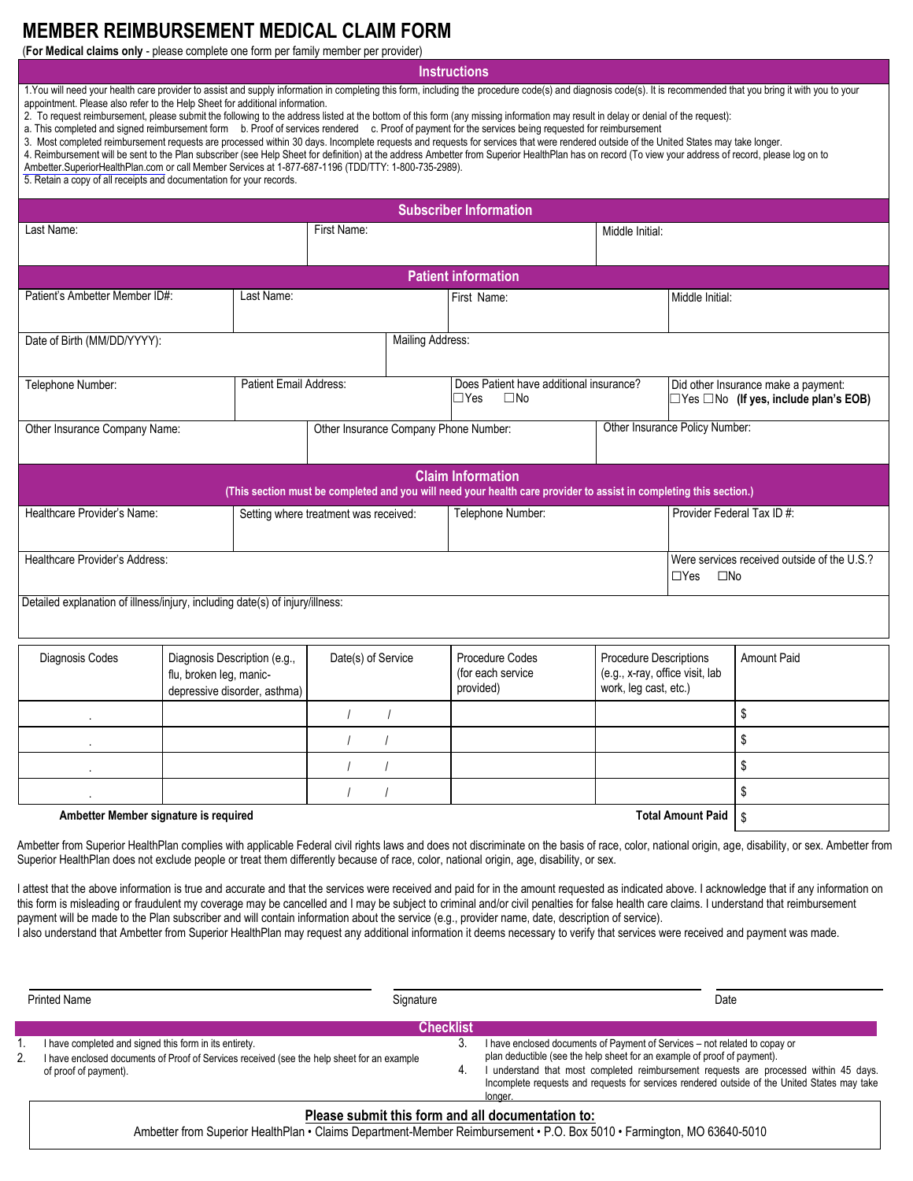# MEMBER REIMBURSEMENT MEDICAL CLAIM FORM

(**For Medical claims only** - please complete one form per family member per provider)

## Instructions

1.You will need your health care provider to assist and supply information in completing this form, including the procedure code(s) and diagnosis code(s). It is recommended that you bring it with you to your appointment. Please also refer to the Help Sheet for additional information.
2. To request reimbursement, please submit the following to the address listed at the bottom of this form (any missing information may result in delay or denial of the request):
a. This completed and signed reimbursement form  b. Proof of services rendered  c. Proof of payment for the services being requested for reimbursement
3. Most completed reimbursement requests are processed within 30 days. Incomplete requests and requests for services that were rendered outside of the United States may take longer.
4. Reimbursement will be sent to the Plan subscriber (see Help Sheet for definition) at the address Ambetter from Superior HealthPlan has on record (To view your address of record, please log on to Ambetter.SuperiorHealthPlan.com or call Member Services at 1-877-687-1196 (TDD/TTY: 1-800-735-2989).
5. Retain a copy of all receipts and documentation for your records.

## Subscriber Information

| Last Name: | First Name: | Middle Initial: |
|---|---|---|
| | | |

## Patient information

| Patient's Ambetter Member ID#: | Last Name: | First Name: | Middle Initial: |
|---|---|---|---|
| | | | |

| Date of Birth (MM/DD/YYYY): | Mailing Address: |
|---|---|
| | |

| Telephone Number: | Patient Email Address: | Does Patient have additional insurance? ☐Yes ☐No | Did other Insurance make a payment: ☐Yes ☐No **(If yes, include plan's EOB)** |
|---|---|---|---|
| | | | |

| Other Insurance Company Name: | Other Insurance Company Phone Number: | Other Insurance Policy Number: |
|---|---|---|
| | | |

## Claim Information

**(This section must be completed and you will need your health care provider to assist in completing this section.)**

| Healthcare Provider's Name: | Setting where treatment was received: | Telephone Number: | Provider Federal Tax ID #: |
|---|---|---|---|
| | | | |

| Healthcare Provider's Address: | Were services received outside of the U.S.? ☐Yes ☐No |
|---|---|
| | |

Detailed explanation of illness/injury, including date(s) of injury/illness:

| Diagnosis Codes | Diagnosis Description (e.g., flu, broken leg, manic-depressive disorder, asthma) | Date(s) of Service | Procedure Codes (for each service provided) | Procedure Descriptions (e.g., x-ray, office visit, lab work, leg cast, etc.) | Amount Paid |
|---|---|---|---|---|---|
| . | | / / | | | $ |
| . | | / / | | | $ |
| . | | / / | | | $ |
| . | | / / | | | $ |
| **Ambetter Member signature is required** | | | | **Total Amount Paid** | $ |

Ambetter from Superior HealthPlan complies with applicable Federal civil rights laws and does not discriminate on the basis of race, color, national origin, age, disability, or sex. Ambetter from Superior HealthPlan does not exclude people or treat them differently because of race, color, national origin, age, disability, or sex.

I attest that the above information is true and accurate and that the services were received and paid for in the amount requested as indicated above. I acknowledge that if any information on this form is misleading or fraudulent my coverage may be cancelled and I may be subject to criminal and/or civil penalties for false health care claims. I understand that reimbursement payment will be made to the Plan subscriber and will contain information about the service (e.g., provider name, date, description of service).
I also understand that Ambetter from Superior HealthPlan may request any additional information it deems necessary to verify that services were received and payment was made.

| Printed Name | Signature | Date |
|---|---|---|
| | | |

## Checklist

1. I have completed and signed this form in its entirety.
2. I have enclosed documents of Proof of Services received (see the help sheet for an example of proof of payment).
3. I have enclosed documents of Payment of Services – not related to copay or plan deductible (see the help sheet for an example of proof of payment).
4. I understand that most completed reimbursement requests are processed within 45 days. Incomplete requests and requests for services rendered outside of the United States may take longer.

**Please submit this form and all documentation to:**

Ambetter from Superior HealthPlan • Claims Department-Member Reimbursement • P.O. Box 5010 • Farmington, MO 63640-5010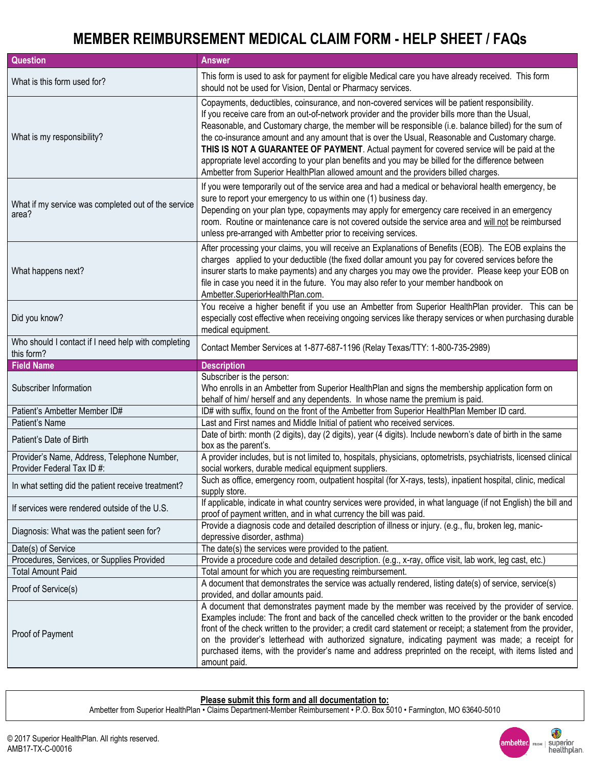# MEMBER REIMBURSEMENT MEDICAL CLAIM FORM - HELP SHEET / FAQs

| Question | Answer |
|---|---|
| What is this form used for? | This form is used to ask for payment for eligible Medical care you have already received. This form should not be used for Vision, Dental or Pharmacy services. |
| What is my responsibility? | Copayments, deductibles, coinsurance, and non-covered services will be patient responsibility. If you receive care from an out-of-network provider and the provider bills more than the Usual, Reasonable, and Customary charge, the member will be responsible (i.e. balance billed) for the sum of the co-insurance amount and any amount that is over the Usual, Reasonable and Customary charge. **THIS IS NOT A GUARANTEE OF PAYMENT**. Actual payment for covered service will be paid at the appropriate level according to your plan benefits and you may be billed for the difference between Ambetter from Superior HealthPlan allowed amount and the providers billed charges. |
| What if my service was completed out of the service area? | If you were temporarily out of the service area and had a medical or behavioral health emergency, be sure to report your emergency to us within one (1) business day. Depending on your plan type, copayments may apply for emergency care received in an emergency room. Routine or maintenance care is not covered outside the service area and will not be reimbursed unless pre-arranged with Ambetter prior to receiving services. |
| What happens next? | After processing your claims, you will receive an Explanations of Benefits (EOB). The EOB explains the charges applied to your deductible (the fixed dollar amount you pay for covered services before the insurer starts to make payments) and any charges you may owe the provider. Please keep your EOB on file in case you need it in the future. You may also refer to your member handbook on Ambetter.SuperiorHealthPlan.com. |
| Did you know? | You receive a higher benefit if you use an Ambetter from Superior HealthPlan provider. This can be especially cost effective when receiving ongoing services like therapy services or when purchasing durable medical equipment. |
| Who should I contact if I need help with completing this form? | Contact Member Services at 1-877-687-1196 (Relay Texas/TTY: 1-800-735-2989) |
| **Field Name** | **Description** |
| Subscriber Information | Subscriber is the person: Who enrolls in an Ambetter from Superior HealthPlan and signs the membership application form on behalf of him/ herself and any dependents. In whose name the premium is paid. |
| Patient's Ambetter Member ID# | ID# with suffix, found on the front of the Ambetter from Superior HealthPlan Member ID card. |
| Patient's Name | Last and First names and Middle Initial of patient who received services. |
| Patient's Date of Birth | Date of birth: month (2 digits), day (2 digits), year (4 digits). Include newborn's date of birth in the same box as the parent's. |
| Provider's Name, Address, Telephone Number, Provider Federal Tax ID #: | A provider includes, but is not limited to, hospitals, physicians, optometrists, psychiatrists, licensed clinical social workers, durable medical equipment suppliers. |
| In what setting did the patient receive treatment? | Such as office, emergency room, outpatient hospital (for X-rays, tests), inpatient hospital, clinic, medical supply store. |
| If services were rendered outside of the U.S. | If applicable, indicate in what country services were provided, in what language (if not English) the bill and proof of payment written, and in what currency the bill was paid. |
| Diagnosis: What was the patient seen for? | Provide a diagnosis code and detailed description of illness or injury. (e.g., flu, broken leg, manic-depressive disorder, asthma) |
| Date(s) of Service | The date(s) the services were provided to the patient. |
| Procedures, Services, or Supplies Provided | Provide a procedure code and detailed description. (e.g., x-ray, office visit, lab work, leg cast, etc.) |
| Total Amount Paid | Total amount for which you are requesting reimbursement. |
| Proof of Service(s) | A document that demonstrates the service was actually rendered, listing date(s) of service, service(s) provided, and dollar amounts paid. |
| Proof of Payment | A document that demonstrates payment made by the member was received by the provider of service. Examples include: The front and back of the cancelled check written to the provider or the bank encoded front of the check written to the provider; a credit card statement or receipt; a statement from the provider, on the provider's letterhead with authorized signature, indicating payment was made; a receipt for purchased items, with the provider's name and address preprinted on the receipt, with items listed and amount paid. |

**Please submit this form and all documentation to:**

Ambetter from Superior HealthPlan • Claims Department-Member Reimbursement • P.O. Box 5010 • Farmington, MO 63640-5010

© 2017 Superior HealthPlan. All rights reserved.
AMB17-TX-C-00016